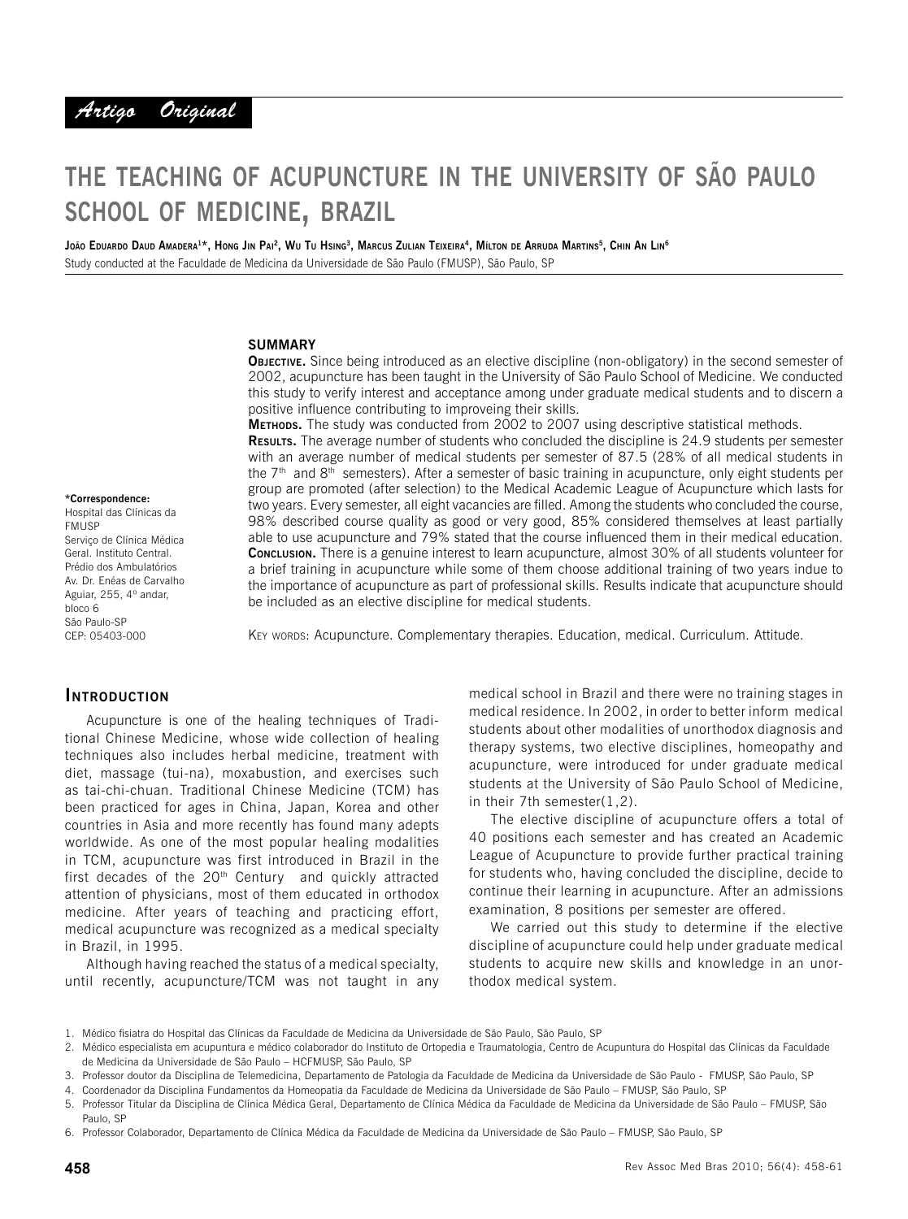*Artigo Original*

# THE TEACHING OF ACUPUNCTURE IN THE UNIVERSITY OF SÃO PAULO SCHOOL OF MEDICINE, BRAZIL

**João Eduardo Daud Amadera[1]*, Hong Jin Pai[2], Wu Tu Hsing[3], Marcus Zulian Teixeira[4], Mílton de Arruda Martins[5], Chin An Lin[6]**

Study conducted at the Faculdade de Medicina da Universidade de São Paulo (FMUSP), São Paulo, SP

## SUMMARY

**Objective.** Since being introduced as an elective discipline (non-obligatory) in the second semester of 2002, acupuncture has been taught in the University of São Paulo School of Medicine. We conducted this study to verify interest and acceptance among under graduate medical students and to discern a positive influence contributing to improveing their skills.

**Methods.** The study was conducted from 2002 to 2007 using descriptive statistical methods.

**Results.** The average number of students who concluded the discipline is 24.9 students per semester with an average number of medical students per semester of 87.5 (28% of all medical students in the 7th and 8th semesters). After a semester of basic training in acupuncture, only eight students per group are promoted (after selection) to the Medical Academic League of Acupuncture which lasts for two years. Every semester, all eight vacancies are filled. Among the students who concluded the course, 98% described course quality as good or very good, 85% considered themselves at least partially able to use acupuncture and 79% stated that the course influenced them in their medical education.

**Conclusion.** There is a genuine interest to learn acupuncture, almost 30% of all students volunteer for a brief training in acupuncture while some of them choose additional training of two years indue to the importance of acupuncture as part of professional skills. Results indicate that acupuncture should be included as an elective discipline for medical students.

Key words: Acupuncture. Complementary therapies. Education, medical. Curriculum. Attitude.

***Correspondence:**
Hospital das Clínicas da FMUSP
Serviço de Clínica Médica Geral. Instituto Central.
Prédio dos Ambulatórios
Av. Dr. Enéas de Carvalho Aguiar, 255, 4º andar, bloco 6
São Paulo-SP
CEP: 05403-000

## Introduction

Acupuncture is one of the healing techniques of Traditional Chinese Medicine, whose wide collection of healing techniques also includes herbal medicine, treatment with diet, massage (tui-na), moxabustion, and exercises such as tai-chi-chuan. Traditional Chinese Medicine (TCM) has been practiced for ages in China, Japan, Korea and other countries in Asia and more recently has found many adepts worldwide. As one of the most popular healing modalities in TCM, acupuncture was first introduced in Brazil in the first decades of the 20th Century and quickly attracted attention of physicians, most of them educated in orthodox medicine. After years of teaching and practicing effort, medical acupuncture was recognized as a medical specialty in Brazil, in 1995.

Although having reached the status of a medical specialty, until recently, acupuncture/TCM was not taught in any medical school in Brazil and there were no training stages in medical residence. In 2002, in order to better inform medical students about other modalities of unorthodox diagnosis and therapy systems, two elective disciplines, homeopathy and acupuncture, were introduced for under graduate medical students at the University of São Paulo School of Medicine, in their 7th semester(1,2).

The elective discipline of acupuncture offers a total of 40 positions each semester and has created an Academic League of Acupuncture to provide further practical training for students who, having concluded the discipline, decide to continue their learning in acupuncture. After an admissions examination, 8 positions per semester are offered.

We carried out this study to determine if the elective discipline of acupuncture could help under graduate medical students to acquire new skills and knowledge in an unorthodox medical system.

1. Médico fisiatra do Hospital das Clínicas da Faculdade de Medicina da Universidade de São Paulo, São Paulo, SP
2. Médico especialista em acupuntura e médico colaborador do Instituto de Ortopedia e Traumatologia, Centro de Acupuntura do Hospital das Clínicas da Faculdade de Medicina da Universidade de São Paulo – HCFMUSP, São Paulo, SP
3. Professor doutor da Disciplina de Telemedicina, Departamento de Patologia da Faculdade de Medicina da Universidade de São Paulo - FMUSP, São Paulo, SP
4. Coordenador da Disciplina Fundamentos da Homeopatia da Faculdade de Medicina da Universidade de São Paulo – FMUSP, São Paulo, SP
5. Professor Titular da Disciplina de Clínica Médica Geral, Departamento de Clínica Médica da Faculdade de Medicina da Universidade de São Paulo – FMUSP, São Paulo, SP
6. Professor Colaborador, Departamento de Clínica Médica da Faculdade de Medicina da Universidade de São Paulo – FMUSP, São Paulo, SP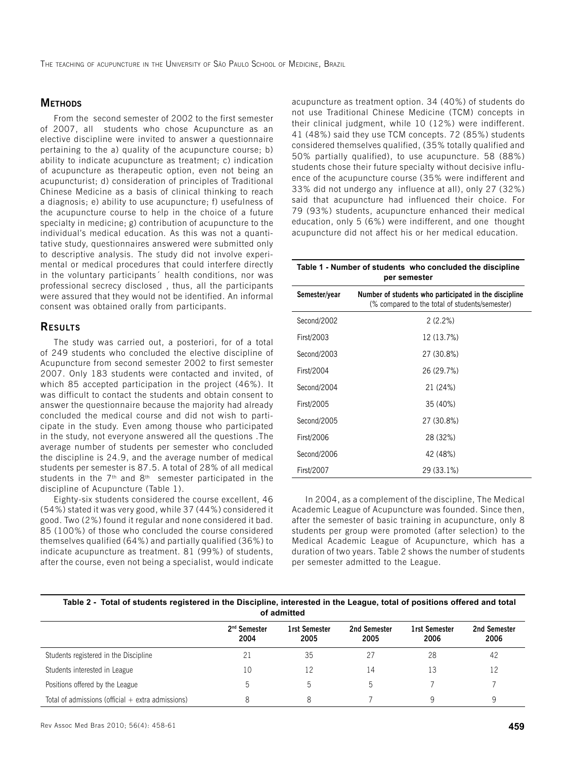## Methods

From the second semester of 2002 to the first semester of 2007, all students who chose Acupuncture as an elective discipline were invited to answer a questionnaire pertaining to the a) quality of the acupuncture course; b) ability to indicate acupuncture as treatment; c) indication of acupuncture as therapeutic option, even not being an acupuncturist; d) consideration of principles of Traditional Chinese Medicine as a basis of clinical thinking to reach a diagnosis; e) ability to use acupuncture; f) usefulness of the acupuncture course to help in the choice of a future specialty in medicine; g) contribution of acupuncture to the individual's medical education. As this was not a quantitative study, questionnaires answered were submitted only to descriptive analysis. The study did not involve experimental or medical procedures that could interfere directly in the voluntary participants´ health conditions, nor was professional secrecy disclosed , thus, all the participants were assured that they would not be identified. An informal consent was obtained orally from participants.

## Results

The study was carried out, a posteriori, for of a total of 249 students who concluded the elective discipline of Acupuncture from second semester 2002 to first semester 2007. Only 183 students were contacted and invited, of which 85 accepted participation in the project (46%). It was difficult to contact the students and obtain consent to answer the questionnaire because the majority had already concluded the medical course and did not wish to participate in the study. Even among thouse who participated in the study, not everyone answered all the questions .The average number of students per semester who concluded the discipline is 24.9, and the average number of medical students per semester is 87.5. A total of 28% of all medical students in the 7th and 8th semester participated in the discipline of Acupuncture (Table 1).

Eighty-six students considered the course excellent, 46 (54%) stated it was very good, while 37 (44%) considered it good. Two (2%) found it regular and none considered it bad. 85 (100%) of those who concluded the course considered themselves qualified (64%) and partially qualified (36%) to indicate acupuncture as treatment. 81 (99%) of students, after the course, even not being a specialist, would indicate acupuncture as treatment option. 34 (40%) of students do not use Traditional Chinese Medicine (TCM) concepts in their clinical judgment, while 10 (12%) were indifferent. 41 (48%) said they use TCM concepts. 72 (85%) students considered themselves qualified, (35% totally qualified and 50% partially qualified), to use acupuncture. 58 (88%) students chose their future specialty without decisive influence of the acupuncture course (35% were indifferent and 33% did not undergo any influence at all), only 27 (32%) said that acupuncture had influenced their choice. For 79 (93%) students, acupuncture enhanced their medical education, only 5 (6%) were indifferent, and one thought acupuncture did not affect his or her medical education.

**Table 1 - Number of students who concluded the discipline per semester**

| Semester/year | Number of students who participated in the discipline (% compared to the total of students/semester) |
|---|---|
| Second/2002 | 2 (2.2%) |
| First/2003 | 12 (13.7%) |
| Second/2003 | 27 (30.8%) |
| First/2004 | 26 (29.7%) |
| Second/2004 | 21 (24%) |
| First/2005 | 35 (40%) |
| Second/2005 | 27 (30.8%) |
| First/2006 | 28 (32%) |
| Second/2006 | 42 (48%) |
| First/2007 | 29 (33.1%) |

In 2004, as a complement of the discipline, The Medical Academic League of Acupuncture was founded. Since then, after the semester of basic training in acupuncture, only 8 students per group were promoted (after selection) to the Medical Academic League of Acupuncture, which has a duration of two years. Table 2 shows the number of students per semester admitted to the League.

**Table 2 - Total of students registered in the Discipline, interested in the League, total of positions offered and total of admitted**

| | 2nd Semester 2004 | 1rst Semester 2005 | 2nd Semester 2005 | 1rst Semester 2006 | 2nd Semester 2006 |
|---|---|---|---|---|---|
| Students registered in the Discipline | 21 | 35 | 27 | 28 | 42 |
| Students interested in League | 10 | 12 | 14 | 13 | 12 |
| Positions offered by the League | 5 | 5 | 5 | 7 | 7 |
| Total of admissions (official + extra admissions) | 8 | 8 | 7 | 9 | 9 |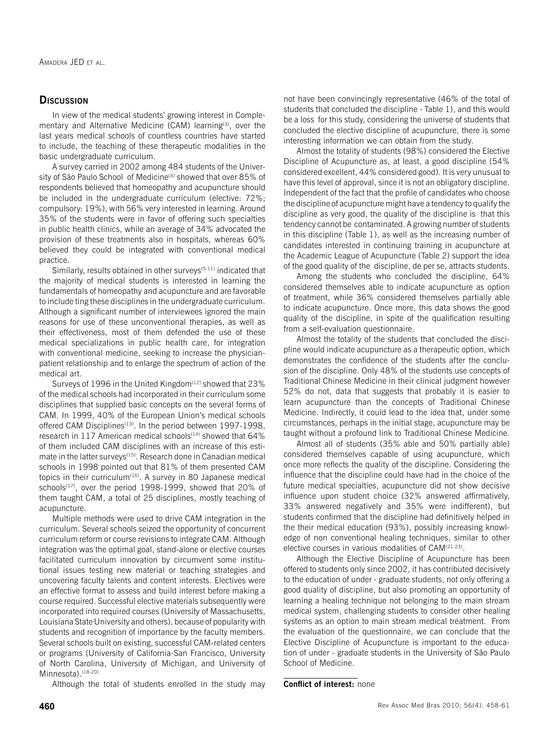## Discussion

In view of the medical students' growing interest in Complementary and Alternative Medicine (CAM) learning[3], over the last years medical schools of countless countries have started to include, the teaching of these therapeutic modalities in the basic undergraduate curriculum.

A survey carried in 2002 among 484 students of the University of São Paulo School of Medicine[4] showed that over 85% of respondents believed that homeopathy and acupuncture should be included in the undergraduate curriculum (elective: 72%; compulsory: 19%), with 56% very interested in learning. Around 35% of the students were in favor of offering such specialties in public health clinics, while an average of 34% advocated the provision of these treatments also in hospitals, whereas 60% believed they could be integrated with conventional medical practice.

Similarly, results obtained in other surveys[5-11] indicated that the majority of medical students is interested in learning the fundamentals of homeopathy and acupuncture and are favorable to include ting these disciplines in the undergraduate curriculum. Although a significant number of interviewees ignored the main reasons for use of these unconventional therapies, as well as their effectiveness, most of them defended the use of these medical specializations in public health care, for integration with conventional medicine, seeking to increase the physician-patient relationship and to enlarge the spectrum of action of the medical art.

Surveys of 1996 in the United Kingdom[12] showed that 23% of the medical schools had incorporated in their curriculum some disciplines that supplied basic concepts on the several forms of CAM. In 1999, 40% of the European Union's medical schools offered CAM Disciplines[13]. In the period between 1997-1998, research in 117 American medical schools[14] showed that 64% of them included CAM disciplines with an increase of this estimate in the latter surveys[15]. Research done in Canadian medical schools in 1998 pointed out that 81% of them presented CAM topics in their curriculum[16]. A survey in 80 Japanese medical schools[17], over the period 1998-1999, showed that 20% of them taught CAM, a total of 25 disciplines, mostly teaching of acupuncture.

Multiple methods were used to drive CAM integration in the curriculum. Several schools seized the opportunity of concurrent curriculum reform or course revisions to integrate CAM. Although integration was the optimal goal, stand-alone or elective courses facilitated curriculum innovation by circumvent some institutional issues testing new material or teaching strategies and uncovering faculty talents and content interests. Electives were an effective format to assess and build interest before making a course required. Successful elective materials subsequently were incorporated into required courses (University of Massachusetts, Louisiana State University and others), because of popularity with students and recognition of importance by the faculty members. Several schools built on existing, successful CAM-related centers or programs (University of California-San Francisco, University of North Carolina, University of Michigan, and University of Minnesota).[18-20]

Although the total of students enrolled in the study may not have been convincingly representative (46% of the total of students that concluded the discipline - Table 1), and this would be a loss for this study, considering the universe of students that concluded the elective discipline of acupuncture, there is some interesting information we can obtain from the study.

Almost the totality of students (98%) considered the Elective Discipline of Acupuncture as, at least, a good discipline (54% considered excellent, 44% considered good). It is very unusual to have this level of approval, since it is not an obligatory discipline. Independent of the fact that the profile of candidates who choose the discipline of acupuncture might have a tendency to qualify the discipline as very good, the quality of the discipline is that this tendency cannot be contaminated. A growing number of students in this discipline (Table 1), as well as the increasing number of candidates interested in continuing training in acupuncture at the Academic League of Acupuncture (Table 2) support the idea of the good quality of the discipline, de per se, attracts students.

Among the students who concluded the discipline, 64% considered themselves able to indicate acupuncture as option of treatment, while 36% considered themselves partially able to indicate acupuncture. Once more, this data shows the good quality of the discipline, in spite of the qualification resulting from a self-evaluation questionnaire.

Almost the totality of the students that concluded the discipline would indicate acupuncture as a therapeutic option, which demonstrates the confidence of the students after the conclusion of the discipline. Only 48% of the students use concepts of Traditional Chinese Medicine in their clinical judgment however 52% do not, data that suggests that probably it is easier to learn acupuncture than the concepts of Traditional Chinese Medicine. Indirectly, it could lead to the idea that, under some circumstances, perhaps in the initial stage, acupuncture may be taught without a profound link to Traditional Chinese Medicine.

Almost all of students (35% able and 50% partially able) considered themselves capable of using acupuncture, which once more reflects the quality of the discipline. Considering the influence that the discipline could have had in the choice of the future medical specialties, acupuncture did not show decisive influence upon student choice (32% answered affirmatively, 33% answered negatively and 35% were indifferent), but students confirmed that the discipline had definitively helped in the their medical education (93%), possibly increasing knowledge of non conventional healing techniques, similar to other elective courses in various modalities of CAM[21-23].

Although the Elective Discipline of Acupuncture has been offered to students only since 2002, it has contributed decisively to the education of under - graduate students, not only offering a good quality of discipline, but also promoting an opportunity of learning a healing technique not belonging to the main stream medical system, challenging students to consider other healing systems as an option to main stream medical treatment. From the evaluation of the questionnaire, we can conclude that the Elective Discipline of Acupuncture is important to the education of under - graduate students in the University of São Paulo School of Medicine.

**Conflict of interest:** none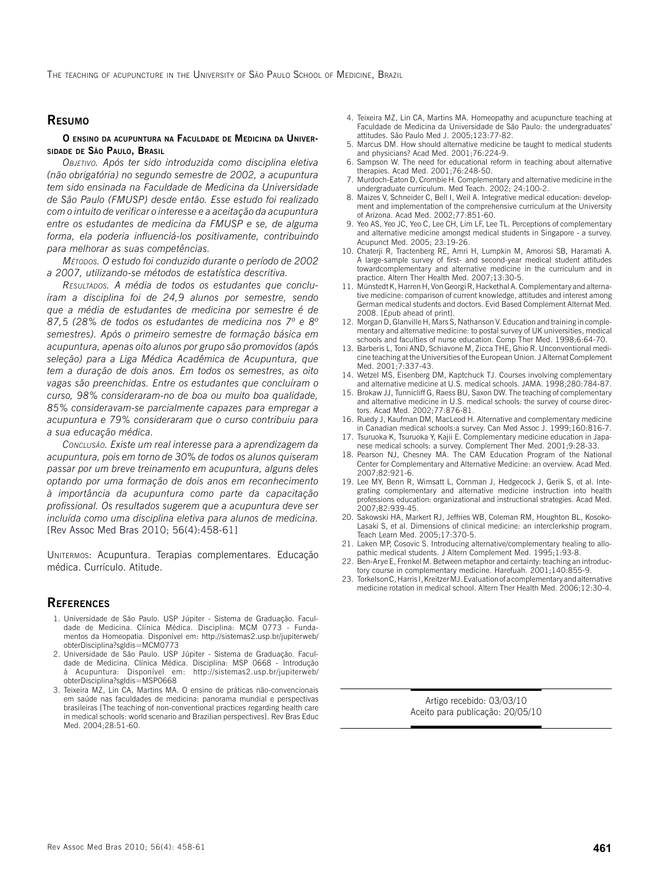## Resumo

**O ensino da acupuntura na Faculdade de Medicina da Universidade de São Paulo, Brasil**

*Objetivo. Após ter sido introduzida como disciplina eletiva (não obrigatória) no segundo semestre de 2002, a acupuntura tem sido ensinada na Faculdade de Medicina da Universidade de São Paulo (FMUSP) desde então. Esse estudo foi realizado com o intuito de verificar o interesse e a aceitação da acupuntura entre os estudantes de medicina da FMUSP e se, de alguma forma, ela poderia influenciá-los positivamente, contribuindo para melhorar as suas competências.*

*Métodos. O estudo foi conduzido durante o período de 2002 a 2007, utilizando-se métodos de estatística descritiva.*

*Resultados. A média de todos os estudantes que concluíram a disciplina foi de 24,9 alunos por semestre, sendo que a média de estudantes de medicina por semestre é de 87,5 (28% de todos os estudantes de medicina nos 7º e 8º semestres). Após o primeiro semestre de formação básica em acupuntura, apenas oito alunos por grupo são promovidos (após seleção) para a Liga Médica Acadêmica de Acupuntura, que tem a duração de dois anos. Em todos os semestres, as oito vagas são preenchidas. Entre os estudantes que concluíram o curso, 98% consideraram-no de boa ou muito boa qualidade, 85% consideravam-se parcialmente capazes para empregar a acupuntura e 79% consideraram que o curso contribuiu para a sua educação médica.*

*Conclusão. Existe um real interesse para a aprendizagem da acupuntura, pois em torno de 30% de todos os alunos quiseram passar por um breve treinamento em acupuntura, alguns deles optando por uma formação de dois anos em reconhecimento à importância da acupuntura como parte da capacitação profissional. Os resultados sugerem que a acupuntura deve ser incluída como uma disciplina eletiva para alunos de medicina.* [Rev Assoc Med Bras 2010; 56(4):458-61]

Unitermos: Acupuntura. Terapias complementares. Educação médica. Currículo. Atitude.

## References

1. Universidade de São Paulo. USP Júpiter - Sistema de Graduação. Faculdade de Medicina. Clínica Médica. Disciplina: MCM 0773 - Fundamentos da Homeopatia. Disponível em: http://sistemas2.usp.br/jupiterweb/obterDisciplina?sgldis=MCM0773
2. Universidade de São Paulo. USP Júpiter - Sistema de Graduação. Faculdade de Medicina. Clínica Médica. Disciplina: MSP 0668 - Introdução à Acupuntura: Disponível em: http://sistemas2.usp.br/jupiterweb/obterDisciplina?sgldis=MSP0668
3. Teixeira MZ, Lin CA, Martins MA. O ensino de práticas não-convencionais em saúde nas faculdades de medicina: panorama mundial e perspectivas brasileiras [The teaching of non-conventional practices regarding health care in medical schools: world scenario and Brazilian perspectives]. Rev Bras Educ Med. 2004;28:51-60.
4. Teixeira MZ, Lin CA, Martins MA. Homeopathy and acupuncture teaching at Faculdade de Medicina da Universidade de São Paulo: the undergraduates' attitudes. São Paulo Med J. 2005;123:77-82.
5. Marcus DM. How should alternative medicine be taught to medical students and physicians? Acad Med. 2001;76:224-9.
6. Sampson W. The need for educational reform in teaching about alternative therapies. Acad Med. 2001;76:248-50.
7. Murdoch-Eaton D, Crombie H. Complementary and alternative medicine in the undergraduate curriculum. Med Teach. 2002; 24:100-2.
8. Maizes V, Schneider C, Bell I, Weil A. Integrative medical education: development and implementation of the comprehensive curriculum at the University of Arizona. Acad Med. 2002;77:851-60.
9. Yeo AS, Yeo JC, Yeo C, Lee CH, Lim LF, Lee TL. Perceptions of complementary and alternative medicine amongst medical students in Singapore - a survey. Acupunct Med. 2005; 23:19-26.
10. Chaterji R, Tractenberg RE, Amri H, Lumpkin M, Amorosi SB, Haramati A. A large-sample survey of first- and second-year medical student attitudes towardcomplementary and alternative medicine in the curriculum and in practice. Altern Ther Health Med. 2007;13:30-5.
11. Münstedt K, Harren H, Von Georgi R, Hackethal A. Complementary and alternative medicine: comparison of current knowledge, attitudes and interest among German medical students and doctors. Evid Based Complement Alternat Med. 2008. [Epub ahead of print].
12. Morgan D, Glanville H, Mars S, Nathanson V. Education and training in complementary and alternative medicine: to postal survey of UK universities, medical schools and faculties of nurse education. Comp Ther Med. 1998;6:64-70.
13. Barberis L, Toni AND, Schiavone M, Zicca THE, Ghio R. Unconventional medicine teaching at the Universities of the European Union. J Alternat Complement Med. 2001;7:337-43.
14. Wetzel MS, Eisenberg DM, Kaptchuck TJ. Courses involving complementary and alternative medicine at U.S. medical schools. JAMA. 1998;280:784-87.
15. Brokaw JJ, Tunnicliff G, Raess BU, Saxon DW. The teaching of complementary and alternative medicine in U.S. medical schools: the survey of course directors. Acad Med. 2002;77:876-81.
16. Ruedy J, Kaufman DM, MacLeod H. Alternative and complementary medicine in Canadian medical schools:a survey. Can Med Assoc J. 1999;160:816-7.
17. Tsuruoka K, Tsuruoka Y, Kajii E. Complementary medicine education in Japanese medical schools: a survey. Complement Ther Med. 2001;9:28-33.
18. Pearson NJ, Chesney MA. The CAM Education Program of the National Center for Complementary and Alternative Medicine: an overview. Acad Med. 2007;82:921-6.
19. Lee MY, Benn R, Wimsatt L, Cornman J, Hedgecock J, Gerik S, et al. Integrating complementary and alternative medicine instruction into health professions education: organizational and instructional strategies. Acad Med. 2007;82:939-45.
20. Sakowski HA, Markert RJ, Jeffries WB, Coleman RM, Houghton BL, Kosoko-Lasaki S, et al. Dimensions of clinical medicine: an interclerkship program. Teach Learn Med. 2005;17:370-5.
21. Laken MP, Cosovic S. Introducing alternative/complementary healing to allopathic medical students. J Altern Complement Med. 1995;1:93-8.
22. Ben-Arye E, Frenkel M. Between metaphor and certainty: teaching an introductory course in complementary medicine. Harefuah. 2001;140:855-9.
23. Torkelson C, Harris I, Kreitzer MJ. Evaluation of a complementary and alternative medicine rotation in medical school. Altern Ther Health Med. 2006;12:30-4.

Artigo recebido: 03/03/10
Aceito para publicação: 20/05/10